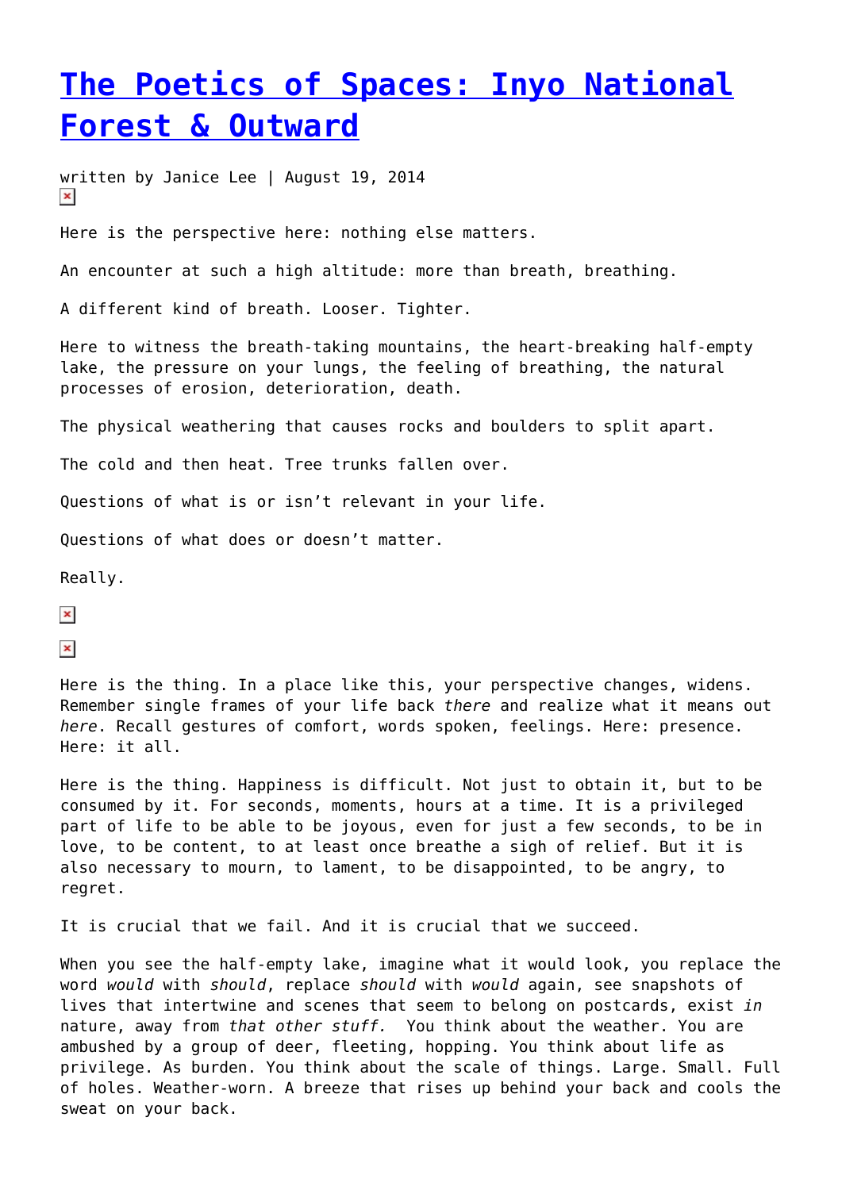# [The Poetics of Spaces: Inyo National Forest & Outward](https://entropymag.org/the-poetics-of-spaces-inyo-national-forest-outward/)

written by Janice Lee | August 19, 2014

Here is the perspective here: nothing else matters.

An encounter at such a high altitude: more than breath, breathing.

A different kind of breath. Looser. Tighter.

Here to witness the breath-taking mountains, the heart-breaking half-empty lake, the pressure on your lungs, the feeling of breathing, the natural processes of erosion, deterioration, death.

The physical weathering that causes rocks and boulders to split apart.

The cold and then heat. Tree trunks fallen over.

Questions of what is or isn't relevant in your life.

Questions of what does or doesn't matter.

Really.

Here is the thing. In a place like this, your perspective changes, widens. Remember single frames of your life back *there* and realize what it means out *here*. Recall gestures of comfort, words spoken, feelings. Here: presence. Here: it all.

Here is the thing. Happiness is difficult. Not just to obtain it, but to be consumed by it. For seconds, moments, hours at a time. It is a privileged part of life to be able to be joyous, even for just a few seconds, to be in love, to be content, to at least once breathe a sigh of relief. But it is also necessary to mourn, to lament, to be disappointed, to be angry, to regret.

It is crucial that we fail. And it is crucial that we succeed.

When you see the half-empty lake, imagine what it would look, you replace the word *would* with *should*, replace *should* with *would* again, see snapshots of lives that intertwine and scenes that seem to belong on postcards, exist *in* nature, away from *that other stuff.* You think about the weather. You are ambushed by a group of deer, fleeting, hopping. You think about life as privilege. As burden. You think about the scale of things. Large. Small. Full of holes. Weather-worn. A breeze that rises up behind your back and cools the sweat on your back.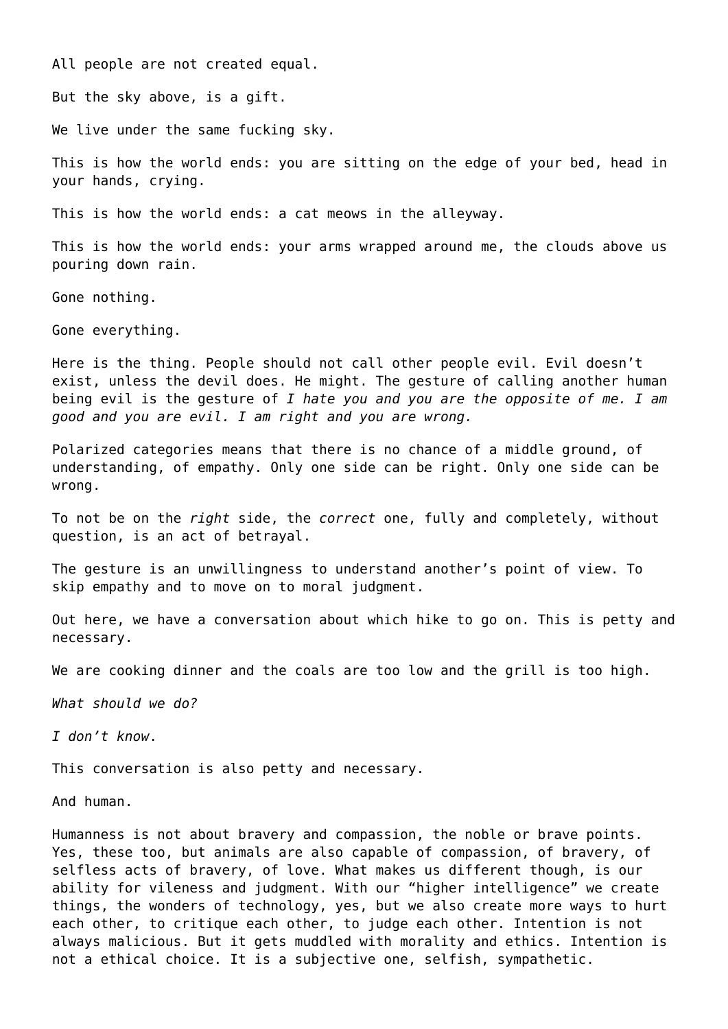All people are not created equal.

But the sky above, is a gift.

We live under the same fucking sky.

This is how the world ends: you are sitting on the edge of your bed, head in your hands, crying.

This is how the world ends: a cat meows in the alleyway.

This is how the world ends: your arms wrapped around me, the clouds above us pouring down rain.

Gone nothing.

Gone everything.

Here is the thing. People should not call other people evil. Evil doesn't exist, unless the devil does. He might. The gesture of calling another human being evil is the gesture of *I hate you and you are the opposite of me. I am good and you are evil. I am right and you are wrong.*

Polarized categories means that there is no chance of a middle ground, of understanding, of empathy. Only one side can be right. Only one side can be wrong.

To not be on the *right* side, the *correct* one, fully and completely, without question, is an act of betrayal.

The gesture is an unwillingness to understand another's point of view. To skip empathy and to move on to moral judgment.

Out here, we have a conversation about which hike to go on. This is petty and necessary.

We are cooking dinner and the coals are too low and the grill is too high.

*What should we do?*

*I don't know*.

This conversation is also petty and necessary.

And human.

Humanness is not about bravery and compassion, the noble or brave points. Yes, these too, but animals are also capable of compassion, of bravery, of selfless acts of bravery, of love. What makes us different though, is our ability for vileness and judgment. With our "higher intelligence" we create things, the wonders of technology, yes, but we also create more ways to hurt each other, to critique each other, to judge each other. Intention is not always malicious. But it gets muddled with morality and ethics. Intention is not a ethical choice. It is a subjective one, selfish, sympathetic.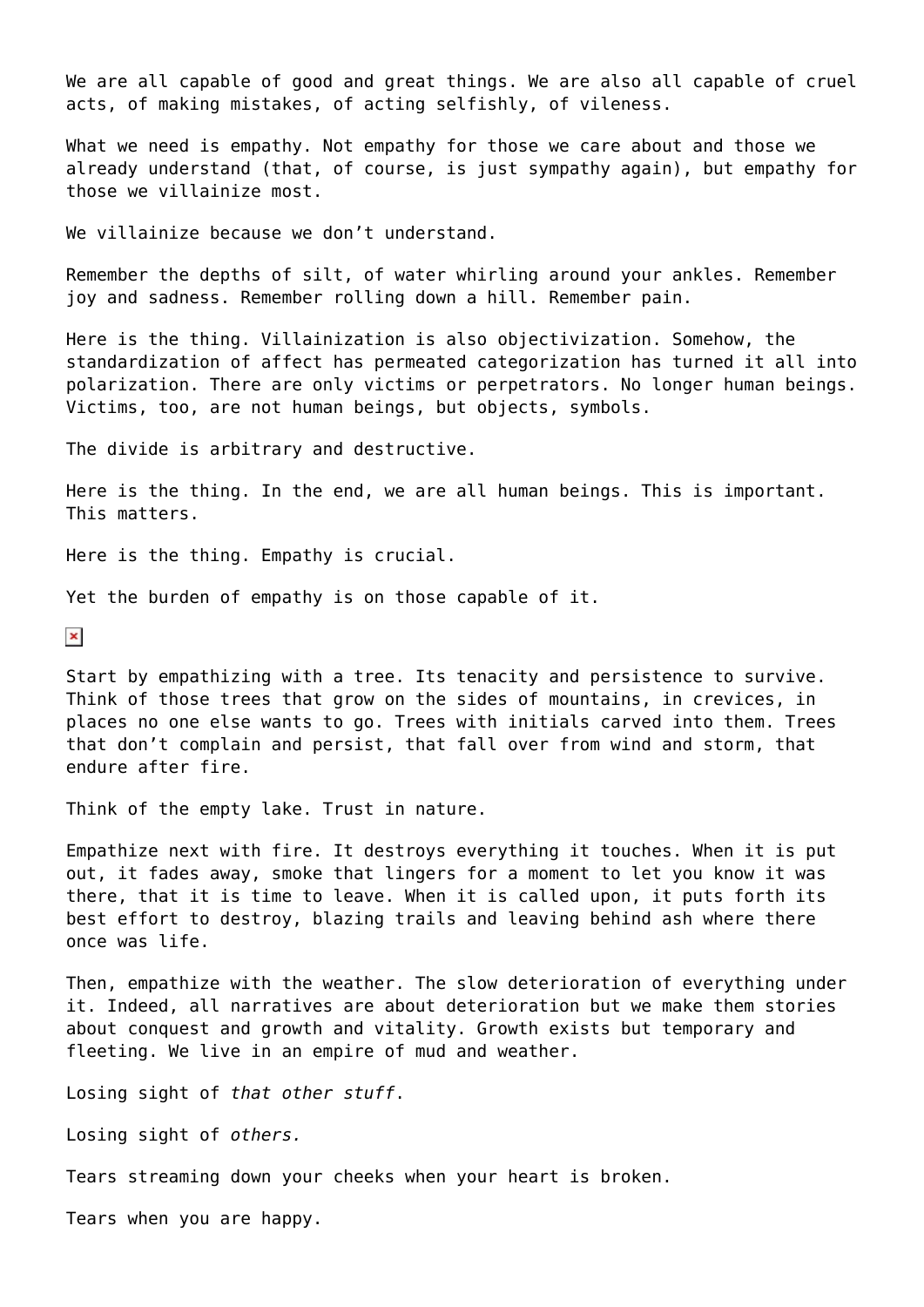We are all capable of good and great things. We are also all capable of cruel acts, of making mistakes, of acting selfishly, of vileness.

What we need is empathy. Not empathy for those we care about and those we already understand (that, of course, is just sympathy again), but empathy for those we villainize most.

We villainize because we don't understand.

Remember the depths of silt, of water whirling around your ankles. Remember joy and sadness. Remember rolling down a hill. Remember pain.

Here is the thing. Villainization is also objectivization. Somehow, the standardization of affect has permeated categorization has turned it all into polarization. There are only victims or perpetrators. No longer human beings. Victims, too, are not human beings, but objects, symbols.

The divide is arbitrary and destructive.

Here is the thing. In the end, we are all human beings. This is important. This matters.

Here is the thing. Empathy is crucial.

Yet the burden of empathy is on those capable of it.

Start by empathizing with a tree. Its tenacity and persistence to survive. Think of those trees that grow on the sides of mountains, in crevices, in places no one else wants to go. Trees with initials carved into them. Trees that don't complain and persist, that fall over from wind and storm, that endure after fire.

Think of the empty lake. Trust in nature.

Empathize next with fire. It destroys everything it touches. When it is put out, it fades away, smoke that lingers for a moment to let you know it was there, that it is time to leave. When it is called upon, it puts forth its best effort to destroy, blazing trails and leaving behind ash where there once was life.

Then, empathize with the weather. The slow deterioration of everything under it. Indeed, all narratives are about deterioration but we make them stories about conquest and growth and vitality. Growth exists but temporary and fleeting. We live in an empire of mud and weather.

Losing sight of *that other stuff*.

Losing sight of *others.*

Tears streaming down your cheeks when your heart is broken.

Tears when you are happy.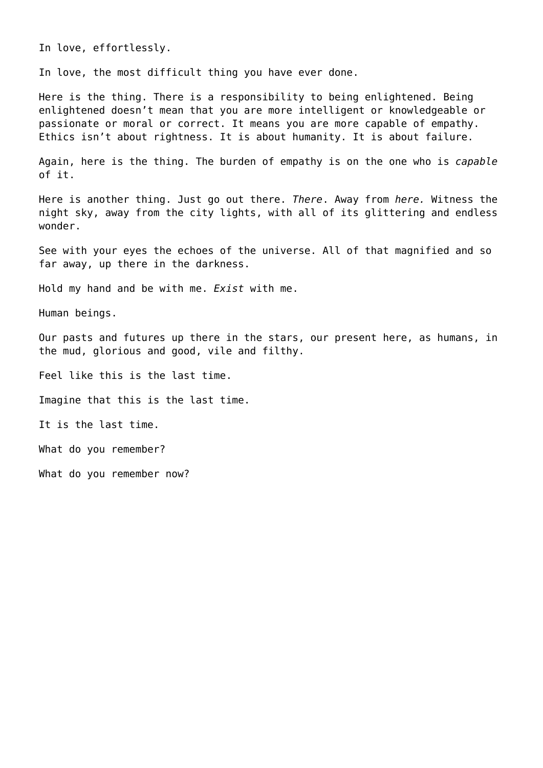In love, effortlessly.

In love, the most difficult thing you have ever done.

Here is the thing. There is a responsibility to being enlightened. Being enlightened doesn't mean that you are more intelligent or knowledgeable or passionate or moral or correct. It means you are more capable of empathy. Ethics isn't about rightness. It is about humanity. It is about failure.

Again, here is the thing. The burden of empathy is on the one who is *capable* of it.

Here is another thing. Just go out there. *There*. Away from *here.* Witness the night sky, away from the city lights, with all of its glittering and endless wonder.

See with your eyes the echoes of the universe. All of that magnified and so far away, up there in the darkness.

Hold my hand and be with me. *Exist* with me.

Human beings.

Our pasts and futures up there in the stars, our present here, as humans, in the mud, glorious and good, vile and filthy.

Feel like this is the last time.

Imagine that this is the last time.

It is the last time.

What do you remember?

What do you remember now?